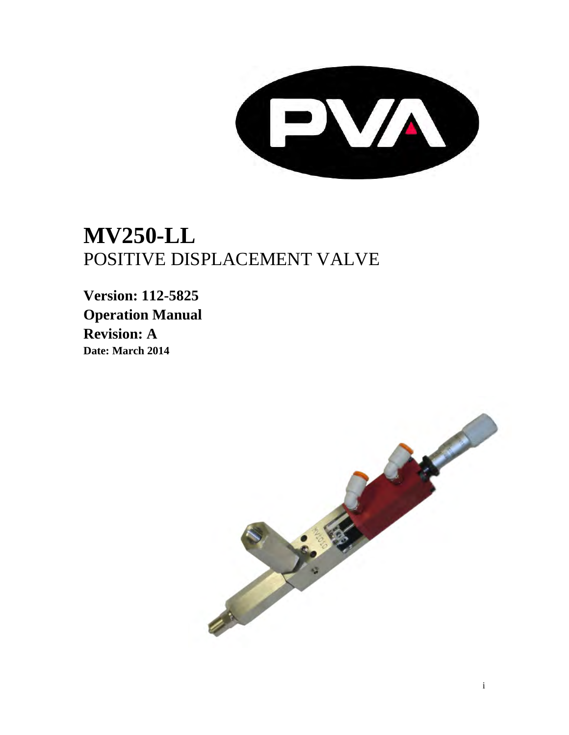# MV250-LL

POSITIVE DISPLACEMENT VALVE

**Version: 112-5825**

**Operation Manual**

**Revision: A**

**Date: March 2014**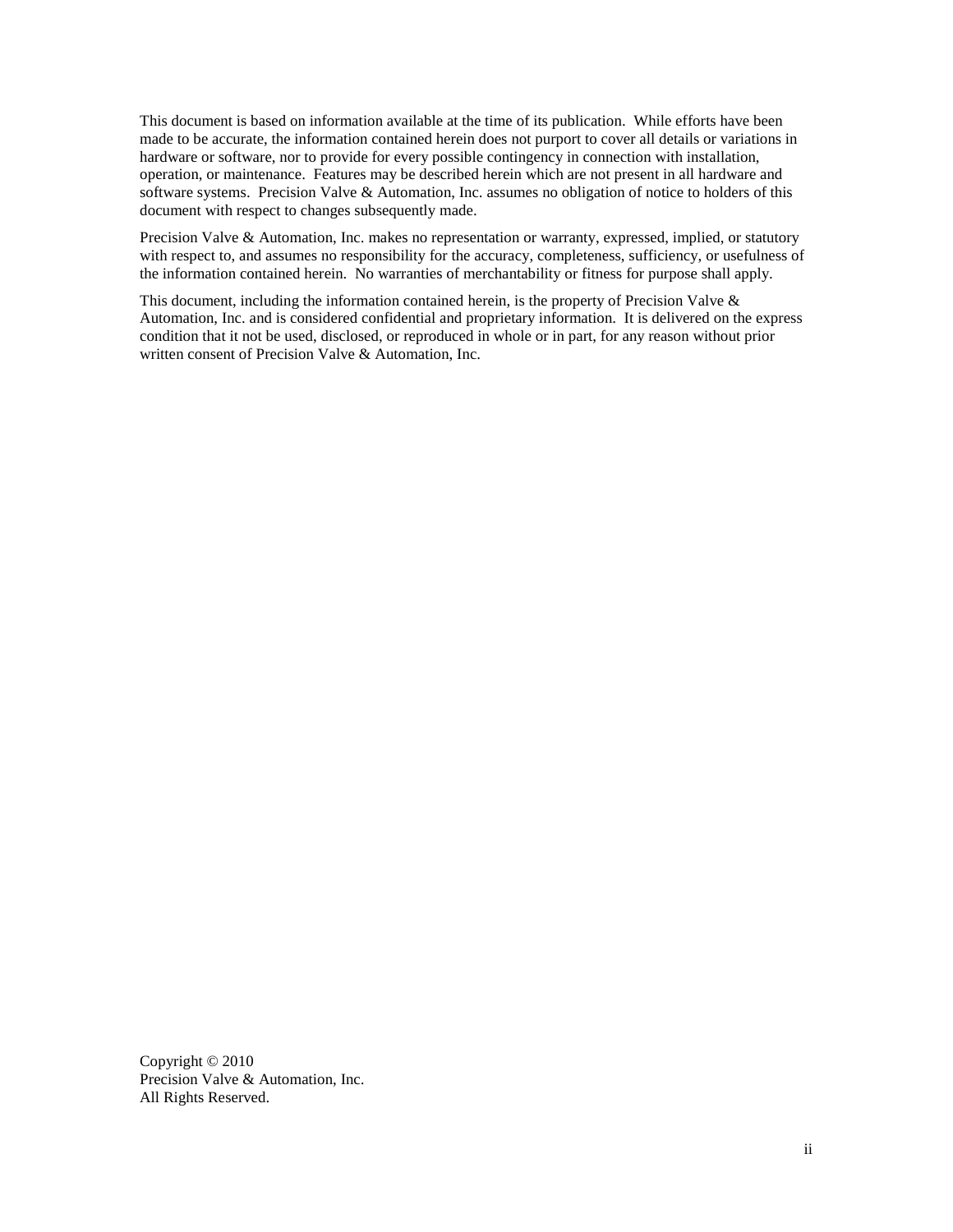This document is based on information available at the time of its publication. While efforts have been made to be accurate, the information contained herein does not purport to cover all details or variations in hardware or software, nor to provide for every possible contingency in connection with installation, operation, or maintenance. Features may be described herein which are not present in all hardware and software systems. Precision Valve & Automation, Inc. assumes no obligation of notice to holders of this document with respect to changes subsequently made.

Precision Valve & Automation, Inc. makes no representation or warranty, expressed, implied, or statutory with respect to, and assumes no responsibility for the accuracy, completeness, sufficiency, or usefulness of the information contained herein. No warranties of merchantability or fitness for purpose shall apply.

This document, including the information contained herein, is the property of Precision Valve & Automation, Inc. and is considered confidential and proprietary information. It is delivered on the express condition that it not be used, disclosed, or reproduced in whole or in part, for any reason without prior written consent of Precision Valve & Automation, Inc.

Copyright © 2010
Precision Valve & Automation, Inc.
All Rights Reserved.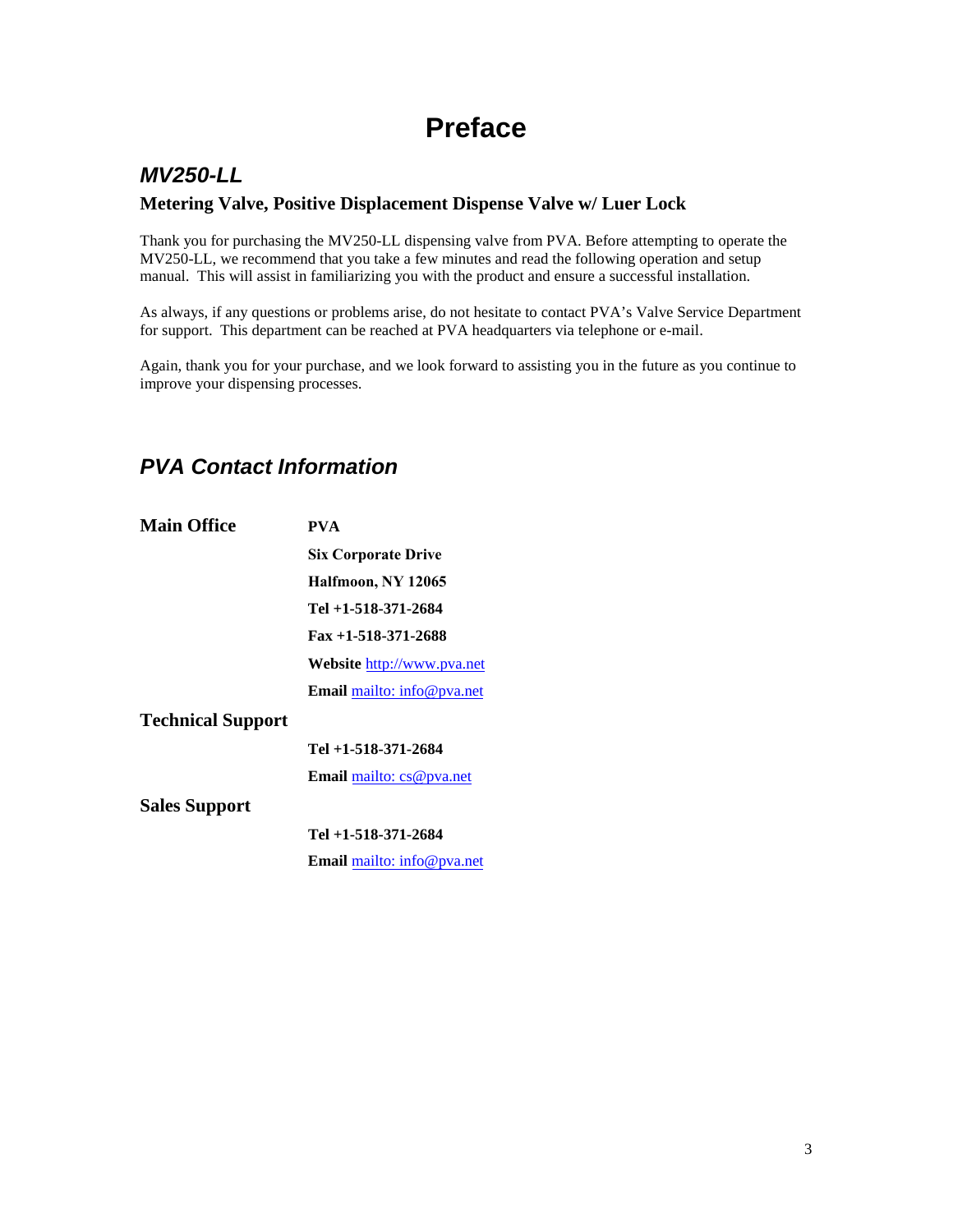# Preface

## *MV250-LL*

### Metering Valve, Positive Displacement Dispense Valve w/ Luer Lock

Thank you for purchasing the MV250-LL dispensing valve from PVA. Before attempting to operate the MV250-LL, we recommend that you take a few minutes and read the following operation and setup manual. This will assist in familiarizing you with the product and ensure a successful installation.

As always, if any questions or problems arise, do not hesitate to contact PVA's Valve Service Department for support. This department can be reached at PVA headquarters via telephone or e-mail.

Again, thank you for your purchase, and we look forward to assisting you in the future as you continue to improve your dispensing processes.

## *PVA Contact Information*

**Main Office**

**PVA**
**Six Corporate Drive**
**Halfmoon, NY 12065**
**Tel +1-518-371-2684**
**Fax +1-518-371-2688**
**Website** http://www.pva.net
**Email** mailto: info@pva.net

**Technical Support**

**Tel +1-518-371-2684**
**Email** mailto: cs@pva.net

**Sales Support**

**Tel +1-518-371-2684**
**Email** mailto: info@pva.net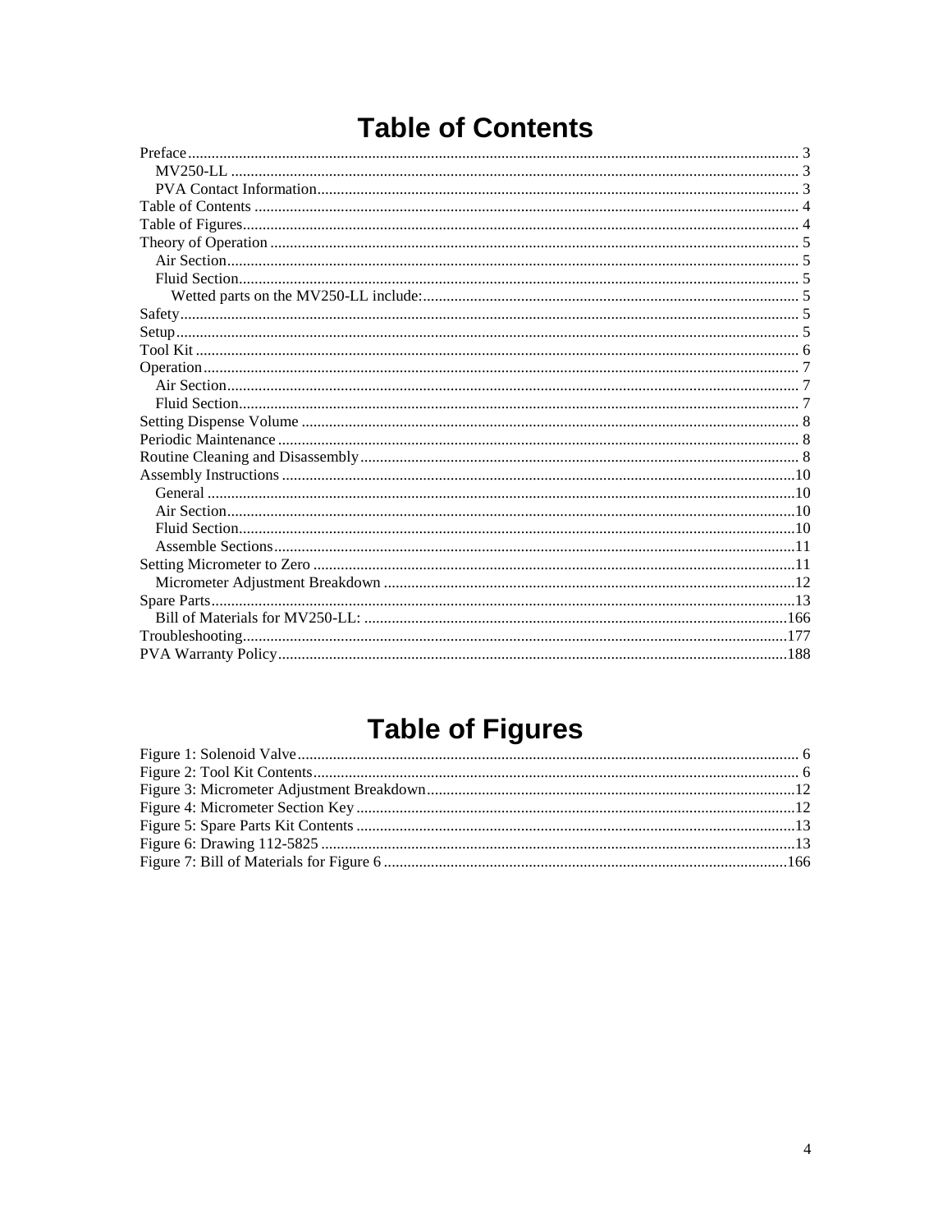# Table of Contents

Preface ........................................................................................................ 3
- MV250-LL ........................................................................................................ 3
- PVA Contact Information ........................................................................................................ 3

Table of Contents ........................................................................................................ 4
Table of Figures ........................................................................................................ 4
Theory of Operation ........................................................................................................ 5
- Air Section ........................................................................................................ 5
- Fluid Section ........................................................................................................ 5
  - Wetted parts on the MV250-LL include: ........................................................................................................ 5

Safety ........................................................................................................ 5
Setup ........................................................................................................ 5
Tool Kit ........................................................................................................ 6
Operation ........................................................................................................ 7
- Air Section ........................................................................................................ 7
- Fluid Section ........................................................................................................ 7

Setting Dispense Volume ........................................................................................................ 8
Periodic Maintenance ........................................................................................................ 8
Routine Cleaning and Disassembly ........................................................................................................ 8
Assembly Instructions ........................................................................................................ 10
- General ........................................................................................................ 10
- Air Section ........................................................................................................ 10
- Fluid Section ........................................................................................................ 10
- Assemble Sections ........................................................................................................ 11

Setting Micrometer to Zero ........................................................................................................ 11
- Micrometer Adjustment Breakdown ........................................................................................................ 12

Spare Parts ........................................................................................................ 13
- Bill of Materials for MV250-LL: ........................................................................................................ 166

Troubleshooting ........................................................................................................ 177
PVA Warranty Policy ........................................................................................................ 188

# Table of Figures

Figure 1: Solenoid Valve ........................................................................................................ 6
Figure 2: Tool Kit Contents ........................................................................................................ 6
Figure 3: Micrometer Adjustment Breakdown ........................................................................................................ 12
Figure 4: Micrometer Section Key ........................................................................................................ 12
Figure 5: Spare Parts Kit Contents ........................................................................................................ 13
Figure 6: Drawing 112-5825 ........................................................................................................ 13
Figure 7: Bill of Materials for Figure 6 ........................................................................................................ 166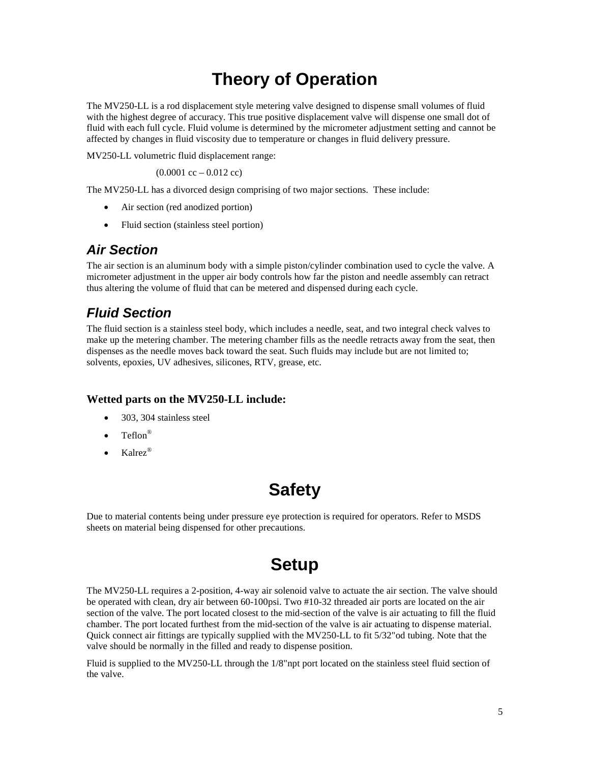# Theory of Operation

The MV250-LL is a rod displacement style metering valve designed to dispense small volumes of fluid with the highest degree of accuracy. This true positive displacement valve will dispense one small dot of fluid with each full cycle. Fluid volume is determined by the micrometer adjustment setting and cannot be affected by changes in fluid viscosity due to temperature or changes in fluid delivery pressure.

MV250-LL volumetric fluid displacement range:

(0.0001 cc – 0.012 cc)

The MV250-LL has a divorced design comprising of two major sections. These include:

- Air section (red anodized portion)
- Fluid section (stainless steel portion)

## *Air Section*

The air section is an aluminum body with a simple piston/cylinder combination used to cycle the valve. A micrometer adjustment in the upper air body controls how far the piston and needle assembly can retract thus altering the volume of fluid that can be metered and dispensed during each cycle.

## *Fluid Section*

The fluid section is a stainless steel body, which includes a needle, seat, and two integral check valves to make up the metering chamber. The metering chamber fills as the needle retracts away from the seat, then dispenses as the needle moves back toward the seat. Such fluids may include but are not limited to; solvents, epoxies, UV adhesives, silicones, RTV, grease, etc.

**Wetted parts on the MV250-LL include:**

- 303, 304 stainless steel
- Teflon®
- Kalrez®

# Safety

Due to material contents being under pressure eye protection is required for operators. Refer to MSDS sheets on material being dispensed for other precautions.

# Setup

The MV250-LL requires a 2-position, 4-way air solenoid valve to actuate the air section. The valve should be operated with clean, dry air between 60-100psi. Two #10-32 threaded air ports are located on the air section of the valve. The port located closest to the mid-section of the valve is air actuating to fill the fluid chamber. The port located furthest from the mid-section of the valve is air actuating to dispense material. Quick connect air fittings are typically supplied with the MV250-LL to fit 5/32"od tubing. Note that the valve should be normally in the filled and ready to dispense position.

Fluid is supplied to the MV250-LL through the 1/8"npt port located on the stainless steel fluid section of the valve.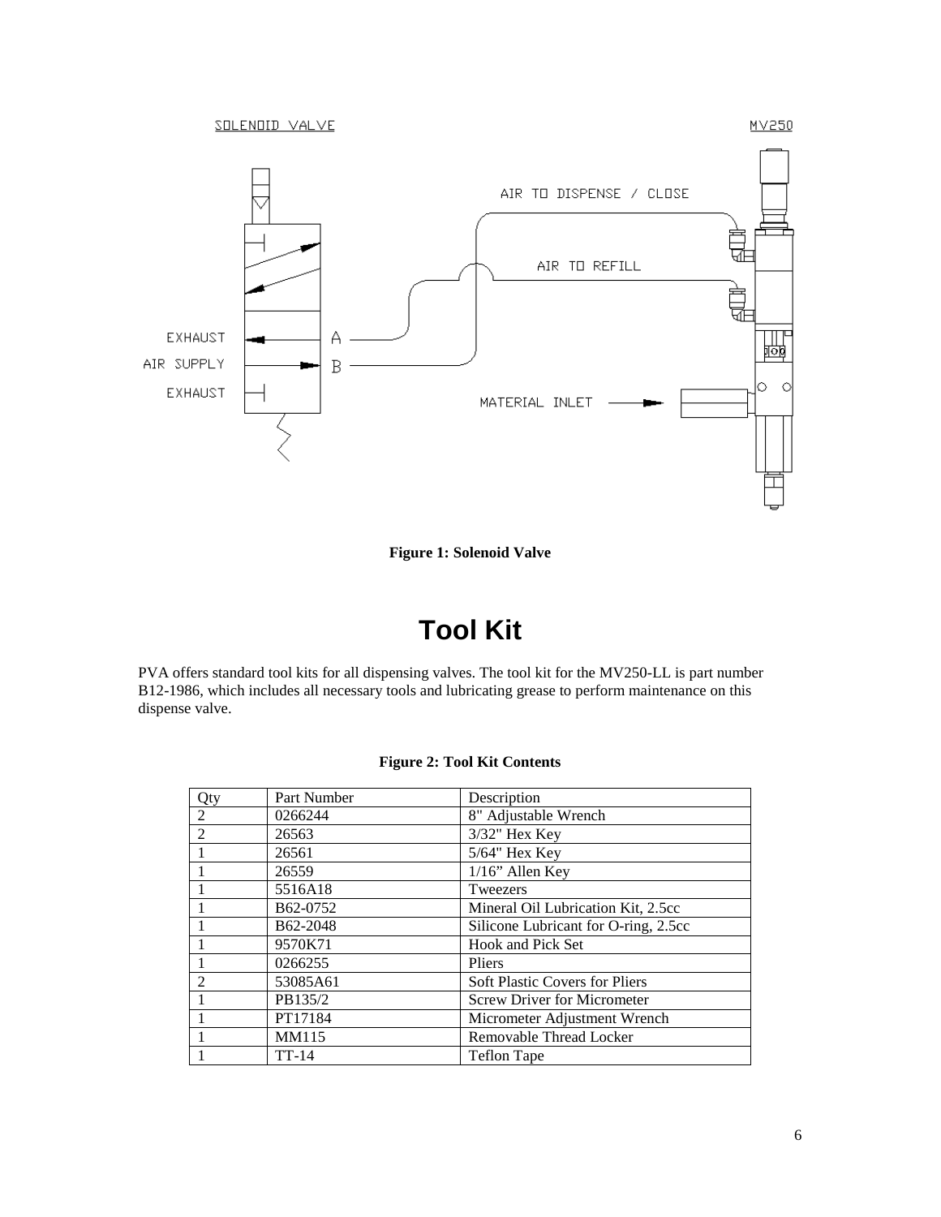Figure 1: Solenoid Valve

# Tool Kit

PVA offers standard tool kits for all dispensing valves. The tool kit for the MV250-LL is part number B12-1986, which includes all necessary tools and lubricating grease to perform maintenance on this dispense valve.

**Figure 2: Tool Kit Contents**

| Qty | Part Number | Description |
|---|---|---|
| 2 | 0266244 | 8" Adjustable Wrench |
| 2 | 26563 | 3/32" Hex Key |
| 1 | 26561 | 5/64" Hex Key |
| 1 | 26559 | 1/16" Allen Key |
| 1 | 5516A18 | Tweezers |
| 1 | B62-0752 | Mineral Oil Lubrication Kit, 2.5cc |
| 1 | B62-2048 | Silicone Lubricant for O-ring, 2.5cc |
| 1 | 9570K71 | Hook and Pick Set |
| 1 | 0266255 | Pliers |
| 2 | 53085A61 | Soft Plastic Covers for Pliers |
| 1 | PB135/2 | Screw Driver for Micrometer |
| 1 | PT17184 | Micrometer Adjustment Wrench |
| 1 | MM115 | Removable Thread Locker |
| 1 | TT-14 | Teflon Tape |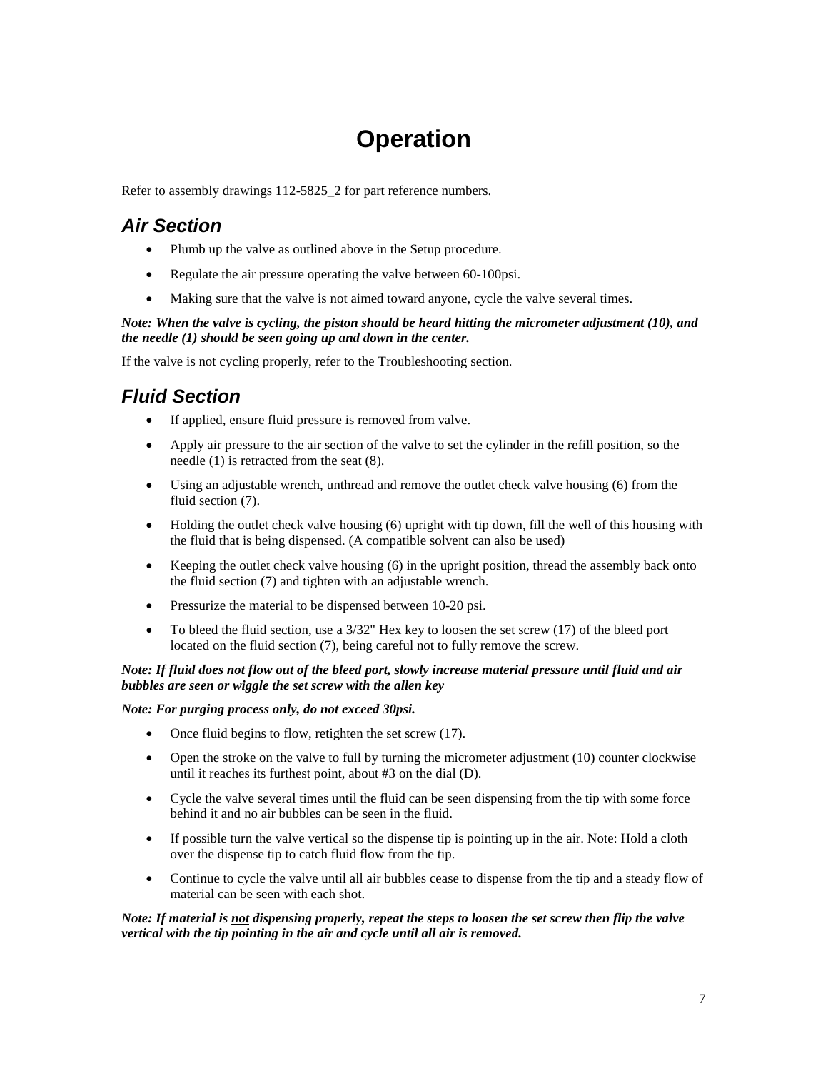# Operation

Refer to assembly drawings 112-5825_2 for part reference numbers.

## *Air Section*

- Plumb up the valve as outlined above in the Setup procedure.
- Regulate the air pressure operating the valve between 60-100psi.
- Making sure that the valve is not aimed toward anyone, cycle the valve several times.

***Note: When the valve is cycling, the piston should be heard hitting the micrometer adjustment (10), and the needle (1) should be seen going up and down in the center.***

If the valve is not cycling properly, refer to the Troubleshooting section.

## *Fluid Section*

- If applied, ensure fluid pressure is removed from valve.
- Apply air pressure to the air section of the valve to set the cylinder in the refill position, so the needle (1) is retracted from the seat (8).
- Using an adjustable wrench, unthread and remove the outlet check valve housing (6) from the fluid section (7).
- Holding the outlet check valve housing (6) upright with tip down, fill the well of this housing with the fluid that is being dispensed. (A compatible solvent can also be used)
- Keeping the outlet check valve housing (6) in the upright position, thread the assembly back onto the fluid section (7) and tighten with an adjustable wrench.
- Pressurize the material to be dispensed between 10-20 psi.
- To bleed the fluid section, use a 3/32" Hex key to loosen the set screw (17) of the bleed port located on the fluid section (7), being careful not to fully remove the screw.

***Note: If fluid does not flow out of the bleed port, slowly increase material pressure until fluid and air bubbles are seen or wiggle the set screw with the allen key***

***Note: For purging process only, do not exceed 30psi.***

- Once fluid begins to flow, retighten the set screw (17).
- Open the stroke on the valve to full by turning the micrometer adjustment (10) counter clockwise until it reaches its furthest point, about #3 on the dial (D).
- Cycle the valve several times until the fluid can be seen dispensing from the tip with some force behind it and no air bubbles can be seen in the fluid.
- If possible turn the valve vertical so the dispense tip is pointing up in the air. Note: Hold a cloth over the dispense tip to catch fluid flow from the tip.
- Continue to cycle the valve until all air bubbles cease to dispense from the tip and a steady flow of material can be seen with each shot.

***Note: If material is <u>not</u> dispensing properly, repeat the steps to loosen the set screw then flip the valve vertical with the tip pointing in the air and cycle until all air is removed.***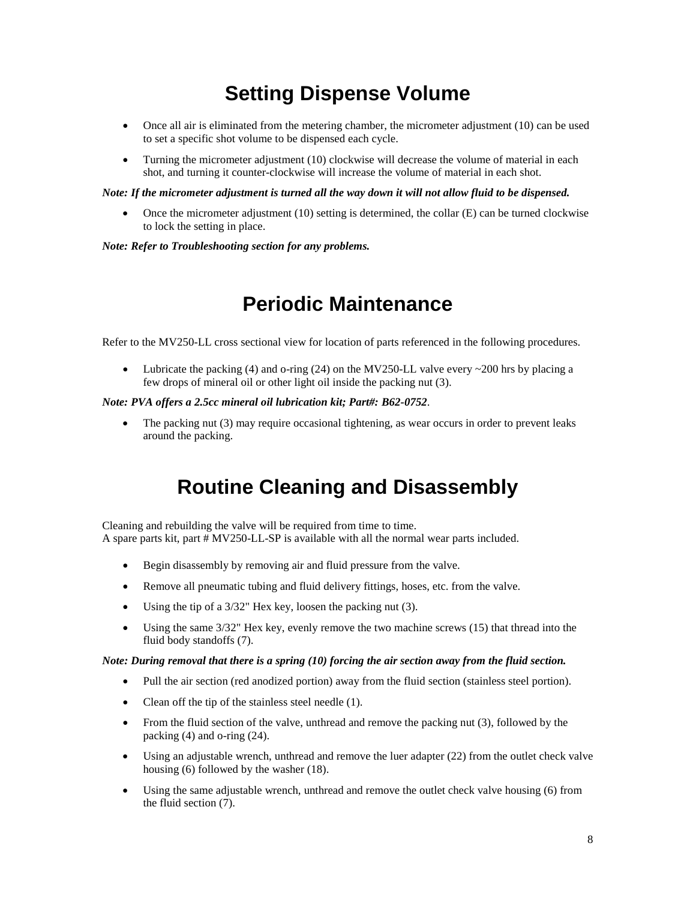# Setting Dispense Volume

- Once all air is eliminated from the metering chamber, the micrometer adjustment (10) can be used to set a specific shot volume to be dispensed each cycle.
- Turning the micrometer adjustment (10) clockwise will decrease the volume of material in each shot, and turning it counter-clockwise will increase the volume of material in each shot.

***Note: If the micrometer adjustment is turned all the way down it will not allow fluid to be dispensed.***

- Once the micrometer adjustment (10) setting is determined, the collar (E) can be turned clockwise to lock the setting in place.

***Note: Refer to Troubleshooting section for any problems.***

# Periodic Maintenance

Refer to the MV250-LL cross sectional view for location of parts referenced in the following procedures.

- Lubricate the packing (4) and o-ring (24) on the MV250-LL valve every ~200 hrs by placing a few drops of mineral oil or other light oil inside the packing nut (3).

***Note: PVA offers a 2.5cc mineral oil lubrication kit; Part#: B62-0752***.

- The packing nut (3) may require occasional tightening, as wear occurs in order to prevent leaks around the packing.

# Routine Cleaning and Disassembly

Cleaning and rebuilding the valve will be required from time to time.
A spare parts kit, part # MV250-LL-SP is available with all the normal wear parts included.

- Begin disassembly by removing air and fluid pressure from the valve.
- Remove all pneumatic tubing and fluid delivery fittings, hoses, etc. from the valve.
- Using the tip of a 3/32" Hex key, loosen the packing nut (3).
- Using the same 3/32" Hex key, evenly remove the two machine screws (15) that thread into the fluid body standoffs (7).

***Note: During removal that there is a spring (10) forcing the air section away from the fluid section.***

- Pull the air section (red anodized portion) away from the fluid section (stainless steel portion).
- Clean off the tip of the stainless steel needle (1).
- From the fluid section of the valve, unthread and remove the packing nut (3), followed by the packing (4) and o-ring (24).
- Using an adjustable wrench, unthread and remove the luer adapter (22) from the outlet check valve housing (6) followed by the washer (18).
- Using the same adjustable wrench, unthread and remove the outlet check valve housing (6) from the fluid section (7).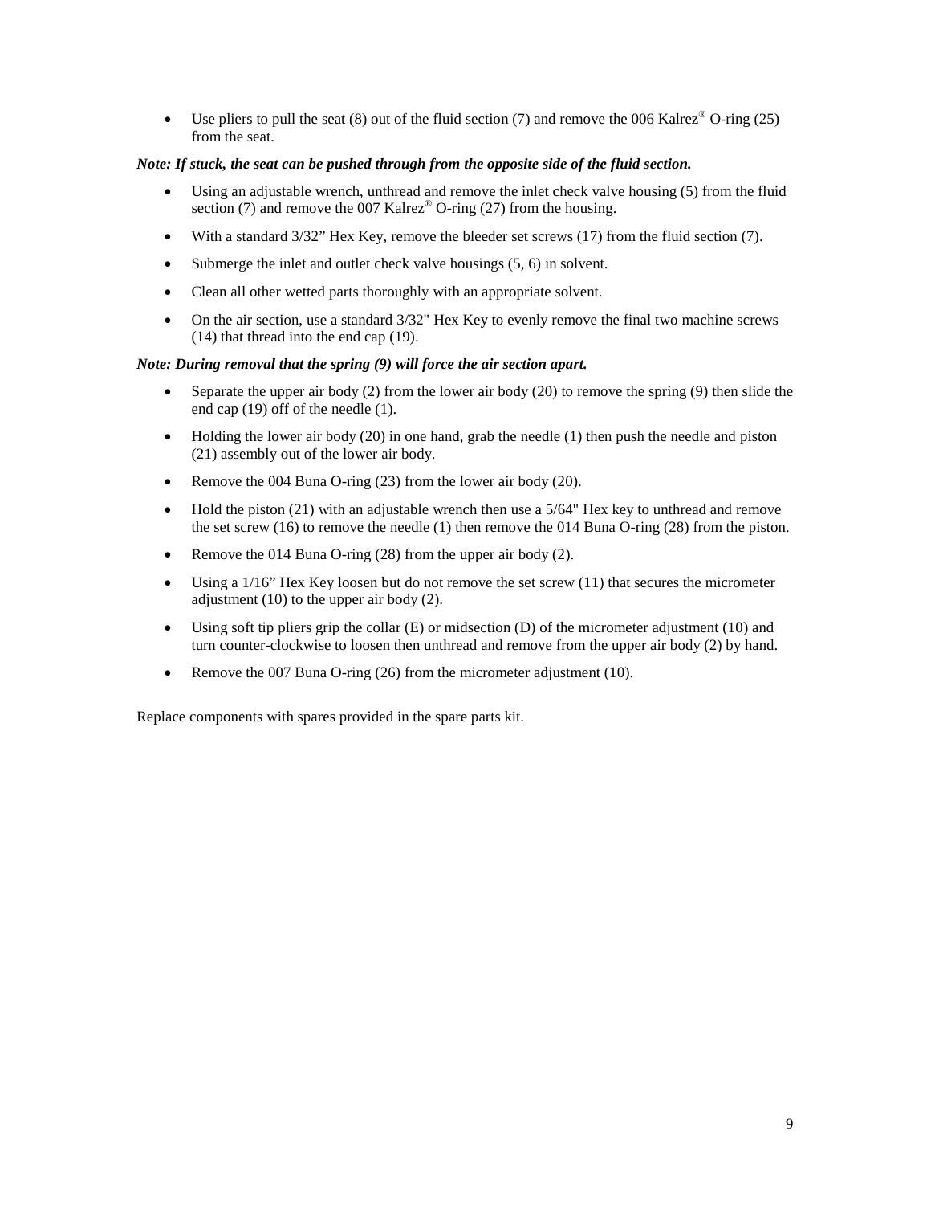- Use pliers to pull the seat (8) out of the fluid section (7) and remove the 006 Kalrez® O-ring (25) from the seat.

***Note: If stuck, the seat can be pushed through from the opposite side of the fluid section.***

- Using an adjustable wrench, unthread and remove the inlet check valve housing (5) from the fluid section (7) and remove the 007 Kalrez® O-ring (27) from the housing.
- With a standard 3/32" Hex Key, remove the bleeder set screws (17) from the fluid section (7).
- Submerge the inlet and outlet check valve housings (5, 6) in solvent.
- Clean all other wetted parts thoroughly with an appropriate solvent.
- On the air section, use a standard 3/32" Hex Key to evenly remove the final two machine screws (14) that thread into the end cap (19).

***Note: During removal that the spring (9) will force the air section apart.***

- Separate the upper air body (2) from the lower air body (20) to remove the spring (9) then slide the end cap (19) off of the needle (1).
- Holding the lower air body (20) in one hand, grab the needle (1) then push the needle and piston (21) assembly out of the lower air body.
- Remove the 004 Buna O-ring (23) from the lower air body (20).
- Hold the piston (21) with an adjustable wrench then use a 5/64" Hex key to unthread and remove the set screw (16) to remove the needle (1) then remove the 014 Buna O-ring (28) from the piston.
- Remove the 014 Buna O-ring (28) from the upper air body (2).
- Using a 1/16" Hex Key loosen but do not remove the set screw (11) that secures the micrometer adjustment (10) to the upper air body (2).
- Using soft tip pliers grip the collar (E) or midsection (D) of the micrometer adjustment (10) and turn counter-clockwise to loosen then unthread and remove from the upper air body (2) by hand.
- Remove the 007 Buna O-ring (26) from the micrometer adjustment (10).

Replace components with spares provided in the spare parts kit.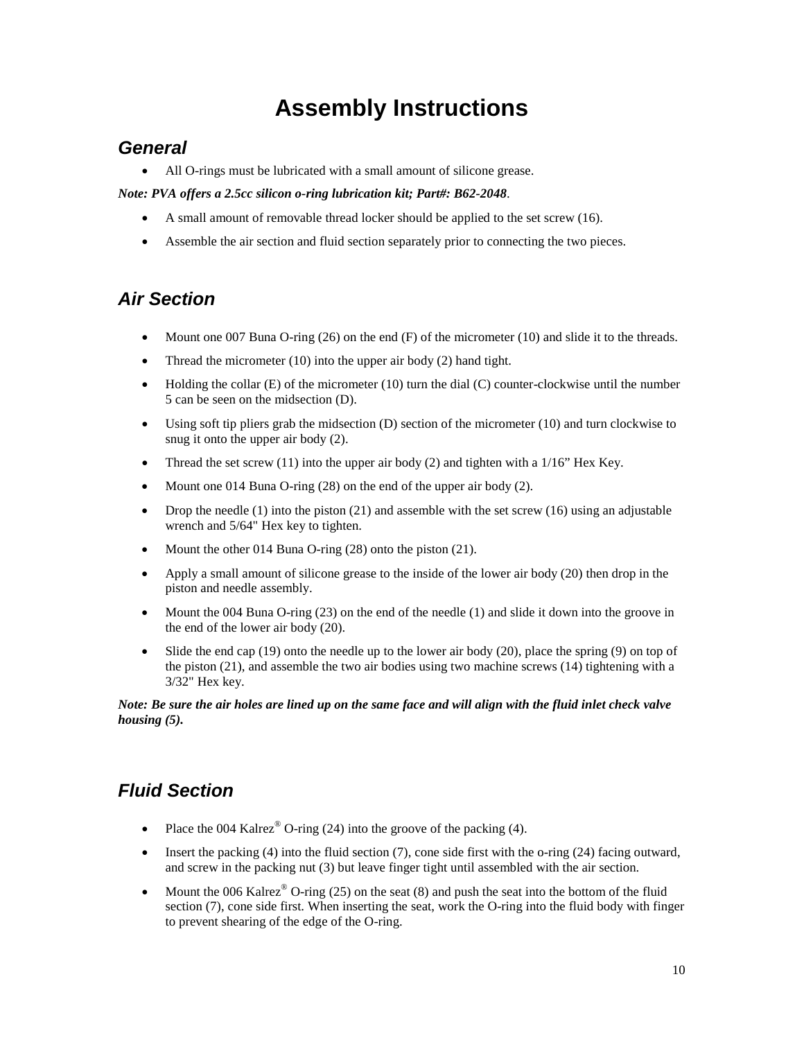# Assembly Instructions

## General

- All O-rings must be lubricated with a small amount of silicone grease.

***Note: PVA offers a 2.5cc silicon o-ring lubrication kit; Part#: B62-2048***.

- A small amount of removable thread locker should be applied to the set screw (16).
- Assemble the air section and fluid section separately prior to connecting the two pieces.

## Air Section

- Mount one 007 Buna O-ring (26) on the end (F) of the micrometer (10) and slide it to the threads.
- Thread the micrometer (10) into the upper air body (2) hand tight.
- Holding the collar (E) of the micrometer (10) turn the dial (C) counter-clockwise until the number 5 can be seen on the midsection (D).
- Using soft tip pliers grab the midsection (D) section of the micrometer (10) and turn clockwise to snug it onto the upper air body (2).
- Thread the set screw (11) into the upper air body (2) and tighten with a 1/16" Hex Key.
- Mount one 014 Buna O-ring (28) on the end of the upper air body (2).
- Drop the needle (1) into the piston (21) and assemble with the set screw (16) using an adjustable wrench and 5/64" Hex key to tighten.
- Mount the other 014 Buna O-ring (28) onto the piston (21).
- Apply a small amount of silicone grease to the inside of the lower air body (20) then drop in the piston and needle assembly.
- Mount the 004 Buna O-ring (23) on the end of the needle (1) and slide it down into the groove in the end of the lower air body (20).
- Slide the end cap (19) onto the needle up to the lower air body (20), place the spring (9) on top of the piston (21), and assemble the two air bodies using two machine screws (14) tightening with a 3/32" Hex key.

***Note: Be sure the air holes are lined up on the same face and will align with the fluid inlet check valve housing (5).***

## Fluid Section

- Place the 004 Kalrez® O-ring (24) into the groove of the packing (4).
- Insert the packing (4) into the fluid section (7), cone side first with the o-ring (24) facing outward, and screw in the packing nut (3) but leave finger tight until assembled with the air section.
- Mount the 006 Kalrez® O-ring (25) on the seat (8) and push the seat into the bottom of the fluid section (7), cone side first. When inserting the seat, work the O-ring into the fluid body with finger to prevent shearing of the edge of the O-ring.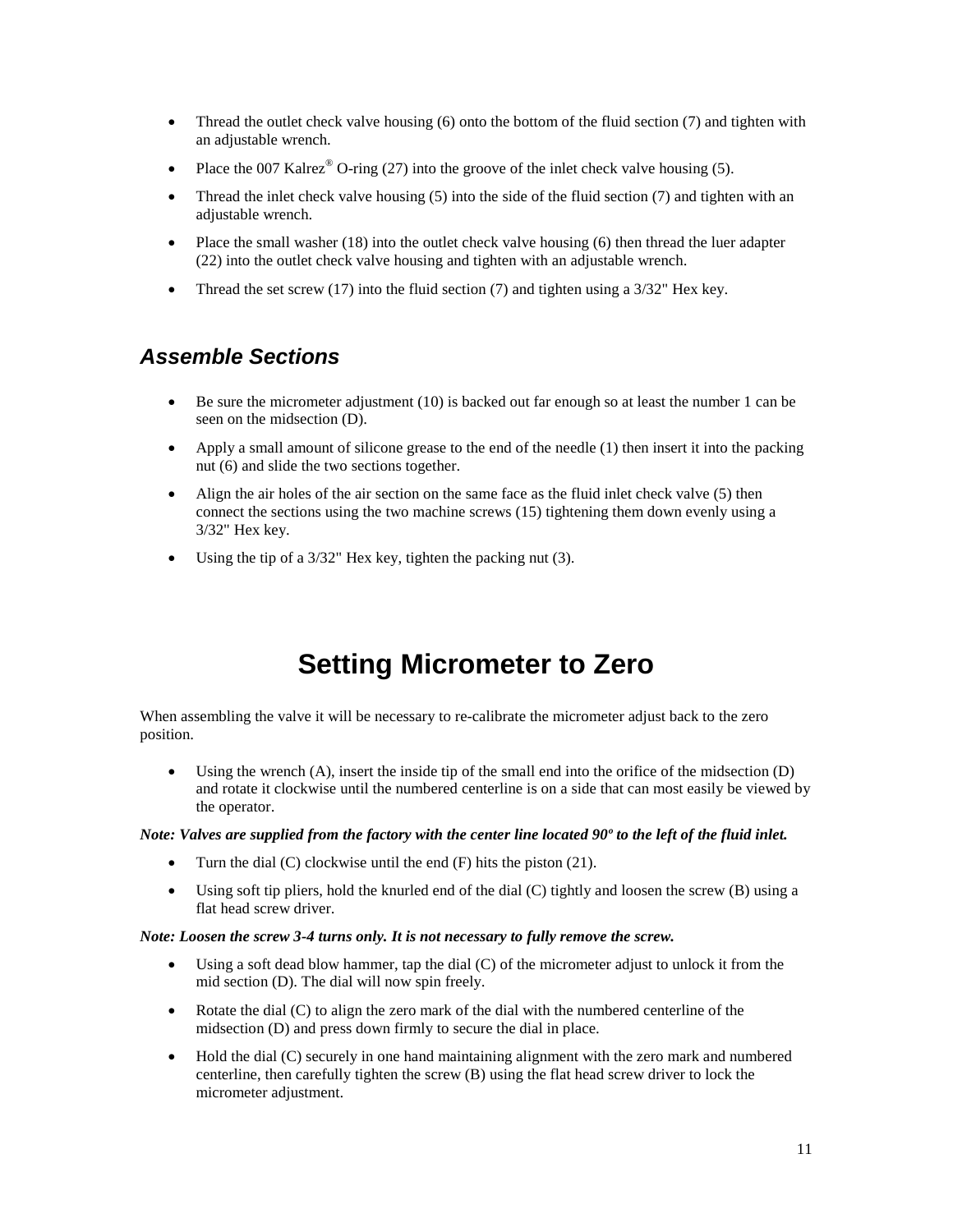- Thread the outlet check valve housing (6) onto the bottom of the fluid section (7) and tighten with an adjustable wrench.
- Place the 007 Kalrez® O-ring (27) into the groove of the inlet check valve housing (5).
- Thread the inlet check valve housing (5) into the side of the fluid section (7) and tighten with an adjustable wrench.
- Place the small washer (18) into the outlet check valve housing (6) then thread the luer adapter (22) into the outlet check valve housing and tighten with an adjustable wrench.
- Thread the set screw (17) into the fluid section (7) and tighten using a 3/32" Hex key.

## *Assemble Sections*

- Be sure the micrometer adjustment (10) is backed out far enough so at least the number 1 can be seen on the midsection (D).
- Apply a small amount of silicone grease to the end of the needle (1) then insert it into the packing nut (6) and slide the two sections together.
- Align the air holes of the air section on the same face as the fluid inlet check valve (5) then connect the sections using the two machine screws (15) tightening them down evenly using a 3/32" Hex key.
- Using the tip of a 3/32" Hex key, tighten the packing nut (3).

# Setting Micrometer to Zero

When assembling the valve it will be necessary to re-calibrate the micrometer adjust back to the zero position.

- Using the wrench (A), insert the inside tip of the small end into the orifice of the midsection (D) and rotate it clockwise until the numbered centerline is on a side that can most easily be viewed by the operator.

***Note: Valves are supplied from the factory with the center line located 90º to the left of the fluid inlet.***

- Turn the dial (C) clockwise until the end (F) hits the piston (21).
- Using soft tip pliers, hold the knurled end of the dial (C) tightly and loosen the screw (B) using a flat head screw driver.

***Note: Loosen the screw 3-4 turns only. It is not necessary to fully remove the screw.***

- Using a soft dead blow hammer, tap the dial (C) of the micrometer adjust to unlock it from the mid section (D). The dial will now spin freely.
- Rotate the dial (C) to align the zero mark of the dial with the numbered centerline of the midsection (D) and press down firmly to secure the dial in place.
- Hold the dial (C) securely in one hand maintaining alignment with the zero mark and numbered centerline, then carefully tighten the screw (B) using the flat head screw driver to lock the micrometer adjustment.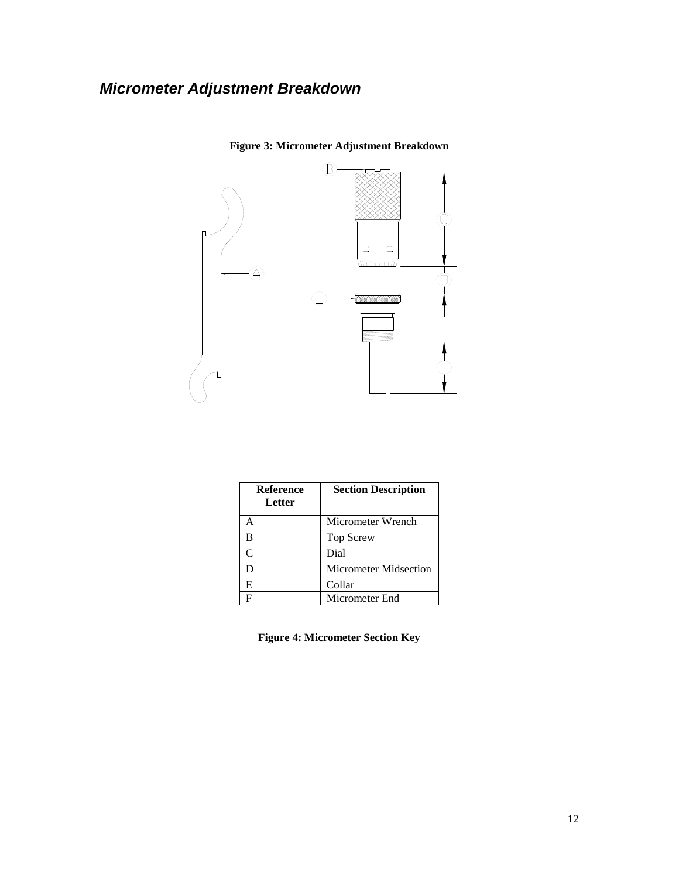## ***Micrometer Adjustment Breakdown***

**Figure 3: Micrometer Adjustment Breakdown**

| Reference Letter | Section Description |
|---|---|
| A | Micrometer Wrench |
| B | Top Screw |
| C | Dial |
| D | Micrometer Midsection |
| E | Collar |
| F | Micrometer End |

**Figure 4: Micrometer Section Key**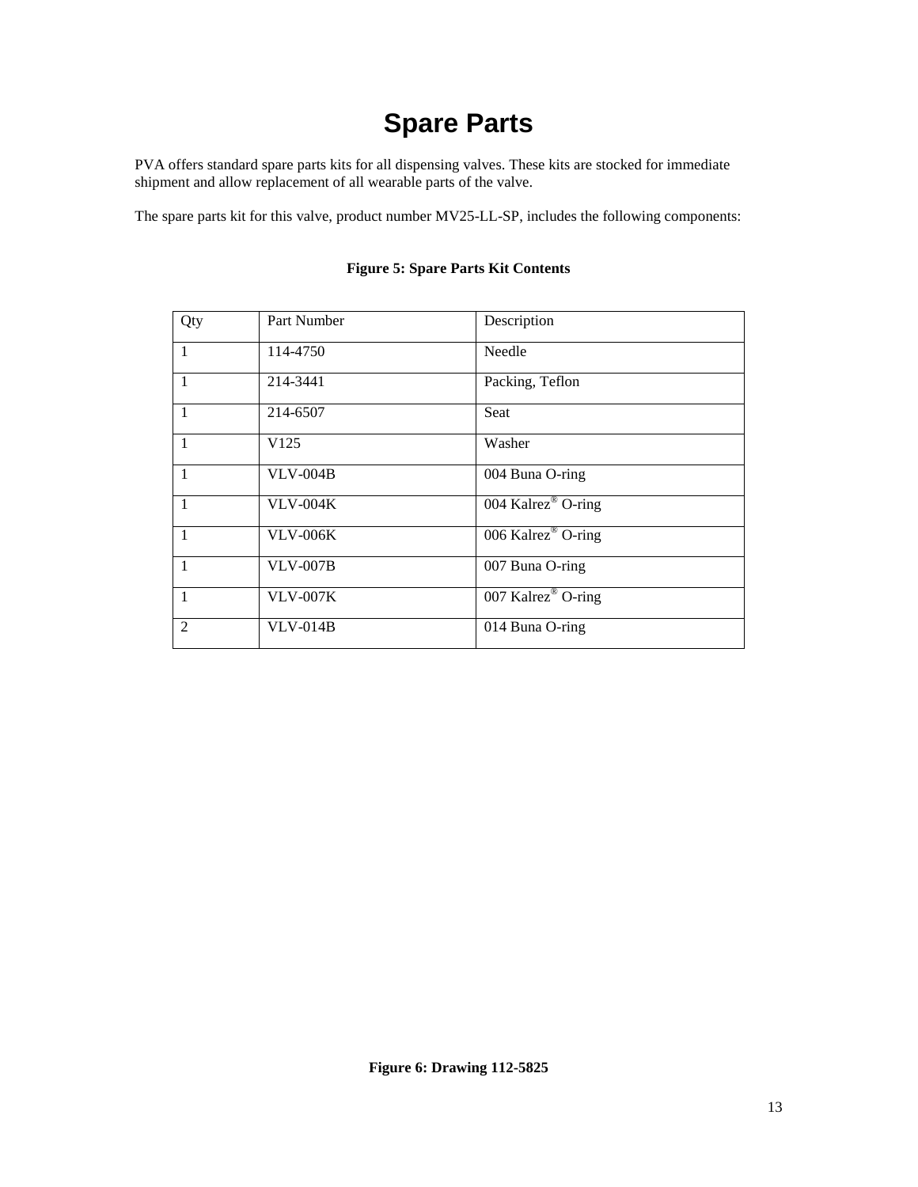# Spare Parts

PVA offers standard spare parts kits for all dispensing valves. These kits are stocked for immediate shipment and allow replacement of all wearable parts of the valve.

The spare parts kit for this valve, product number MV25-LL-SP, includes the following components:

**Figure 5: Spare Parts Kit Contents**

| Qty | Part Number | Description |
|---|---|---|
| 1 | 114-4750 | Needle |
| 1 | 214-3441 | Packing, Teflon |
| 1 | 214-6507 | Seat |
| 1 | V125 | Washer |
| 1 | VLV-004B | 004 Buna O-ring |
| 1 | VLV-004K | 004 Kalrez® O-ring |
| 1 | VLV-006K | 006 Kalrez® O-ring |
| 1 | VLV-007B | 007 Buna O-ring |
| 1 | VLV-007K | 007 Kalrez® O-ring |
| 2 | VLV-014B | 014 Buna O-ring |

**Figure 6: Drawing 112-5825**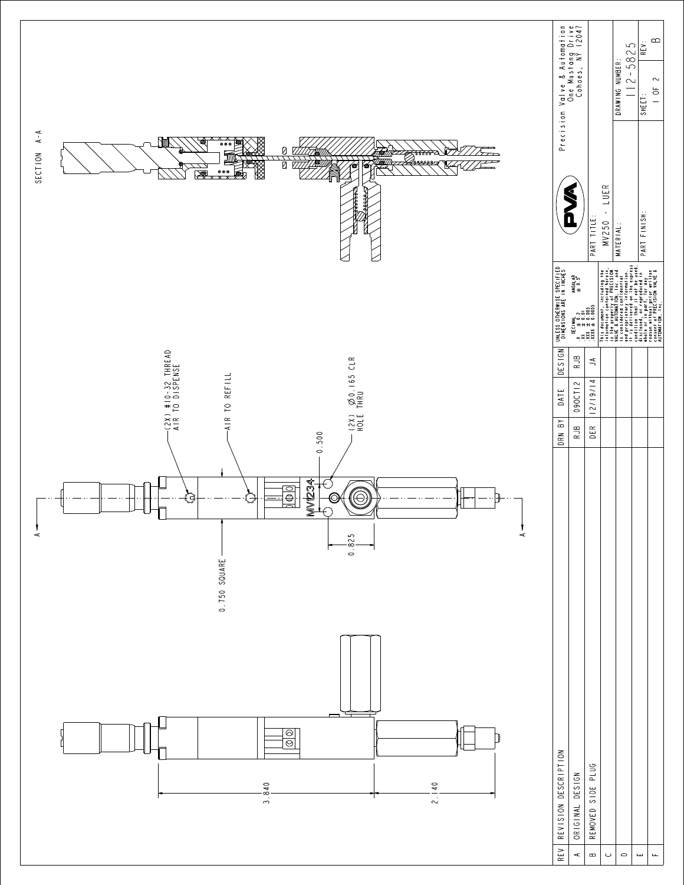SECTION A-A

(2X) #10-32 THREAD
AIR TO DISPENSE

AIR TO REFILL

0.500

(2X) Ø0.165 CLR
HOLE THRU

0.825

0.750 SQUARE

A

A

MV234

3.840

2.140

| REV | REVISION DESCRIPTION | DRN BY | DATE | DESIGN |
| --- | --- | --- | --- | --- |
| A | ORIGINAL DESIGN | RJB | 09OCT12 | RJB |
| B | REMOVED SIDE PLUG | DER | 12/19/14 | JA |
| C | | | | |
| D | | | | |
| E | | | | |
| F | | | | |

UNLESS OTHERWISE SPECIFIED
DIMENSIONS ARE IN INCHES

DECIMAL
.X ± 0.2
.XX ± 0.01
.XXX ± 0.005
.XXXX ± 0.0005

ANGULAR
± 0.5°

This document, including the information contained herein, is the property of PRECISION VALVE & AUTOMATION, Inc. and is considered confidential and proprietary information. It is delivered on the express condition that it not be used, disclosed, or reproduced in whole or in part, for any reason without prior written consent of PRECISION VALVE & AUTOMATION, Inc.

PVA

Precision Valve & Automation
One Mustang Drive
Cohoes, NY 12047

PART TITLE:
MV250 - LUER

MATERIAL:

PART FINISH:

DRAWING NUMBER:
112-5825

SHEET:
1 OF 2

REV:
B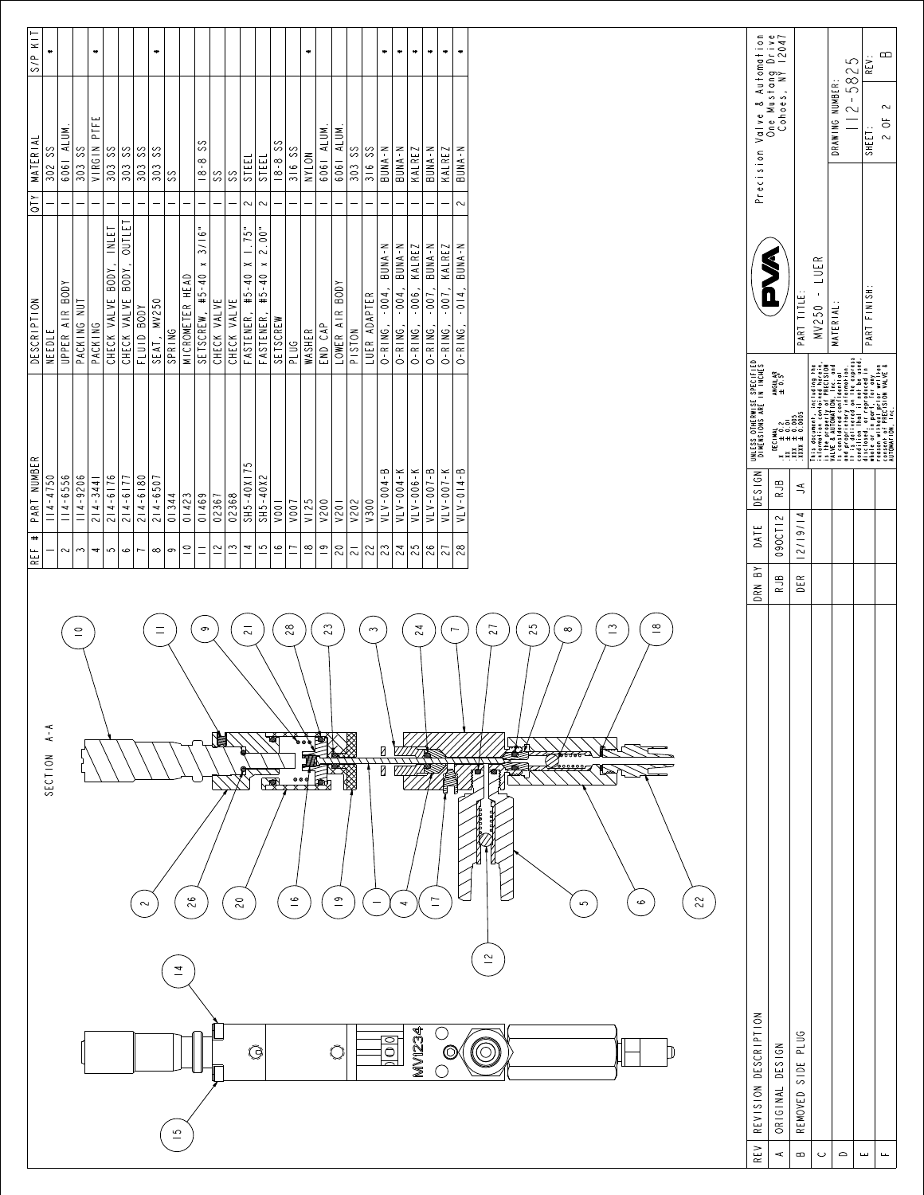SECTION A-A

| REF # | PART NUMBER | DESCRIPTION | QTY | MATERIAL | S/P KIT |
|---|---|---|---|---|---|
| 1 | 114-4750 | NEEDLE | 1 | 302 SS | * |
| 2 | 114-6556 | UPPER AIR BODY | 1 | 6061 ALUM. | |
| 3 | 114-9206 | PACKING NUT | 1 | 303 SS | |
| 4 | 214-3441 | PACKING | 1 | VIRGIN PTFE | * |
| 5 | 214-6176 | CHECK VALVE BODY, INLET | 1 | 303 SS | |
| 6 | 214-6177 | CHECK VALVE BODY, OUTLET | 1 | 303 SS | |
| 7 | 214-6180 | FLUID BODY | 1 | 303 SS | |
| 8 | 214-6507 | SEAT, MV250 | 1 | 303 SS | * |
| 9 | 01344 | SPRING | 1 | SS | |
| 10 | 01423 | MICROMETER HEAD | 1 | | |
| 11 | 01469 | SETSCREW, #5-40 x 3/16" | 1 | 18-8 SS | |
| 12 | 02367 | CHECK VALVE | 1 | SS | |
| 13 | 02368 | CHECK VALVE | 1 | SS | |
| 14 | SH5-40X175 | FASTENER, #5-40 X 1.75" | 2 | STEEL | |
| 15 | SH5-40X2 | FASTENER, #5-40 x 2.00" | 2 | STEEL | |
| 16 | V001 | SETSCREW | 1 | 18-8 SS | |
| 17 | V007 | PLUG | 1 | 316 SS | |
| 18 | V125 | WASHER | 1 | NYLON | * |
| 19 | V200 | END CAP | 1 | 6061 ALUM. | |
| 20 | V201 | LOWER AIR BODY | 1 | 6061 ALUM. | |
| 21 | V202 | PISTON | 1 | 303 SS | |
| 22 | V300 | LUER ADAPTER | 1 | 316 SS | |
| 23 | VLV-004-B | O-RING, -004, BUNA-N | 1 | BUNA-N | * |
| 24 | VLV-004-K | O-RING, -004, BUNA-N | 1 | BUNA-N | * |
| 25 | VLV-006-K | O-RING, -006, KALREZ | 1 | KALREZ | * |
| 26 | VLV-007-B | O-RING, -007, BUNA-N | 1 | BUNA-N | * |
| 27 | VLV-007-K | O-RING, -007, KALREZ | 1 | KALREZ | * |
| 28 | VLV-014-B | O-RING, -014, BUNA-N | 2 | BUNA-N | * |

| REV | REVISION DESCRIPTION | DRN BY | DATE | DESIGN |
|---|---|---|---|---|
| A | ORIGINAL DESIGN | RJB | 09OCT12 | RJB |
| B | REMOVED SIDE PLUG | DER | 12/19/14 | JA |
| C | | | | |
| D | | | | |
| E | | | | |
| F | | | | |

UNLESS OTHERWISE SPECIFIED DIMENSIONS ARE IN INCHES
DECIMAL .X ± 0.2, .XX ± 0.01, .XXX ± 0.005, .XXXX ± 0.0005 — ANGULAR ± 0.5°

This document, including the information contained herein, is the property of PRECISION VALVE & AUTOMATION, Inc. and is considered confidential and proprietary information. It is delivered on the express condition that it not be used, disclosed, or reproduced in whole or in part, for any reason without prior written consent of PRECISION VALVE & AUTOMATION, Inc.

Precision Valve & Automation
One Mustang Drive
Cohoes, NY 12047

PART TITLE: MV250 - LUER
MATERIAL:
PART FINISH:
DRAWING NUMBER: 112-5825
SHEET: 2 OF 2
REV: B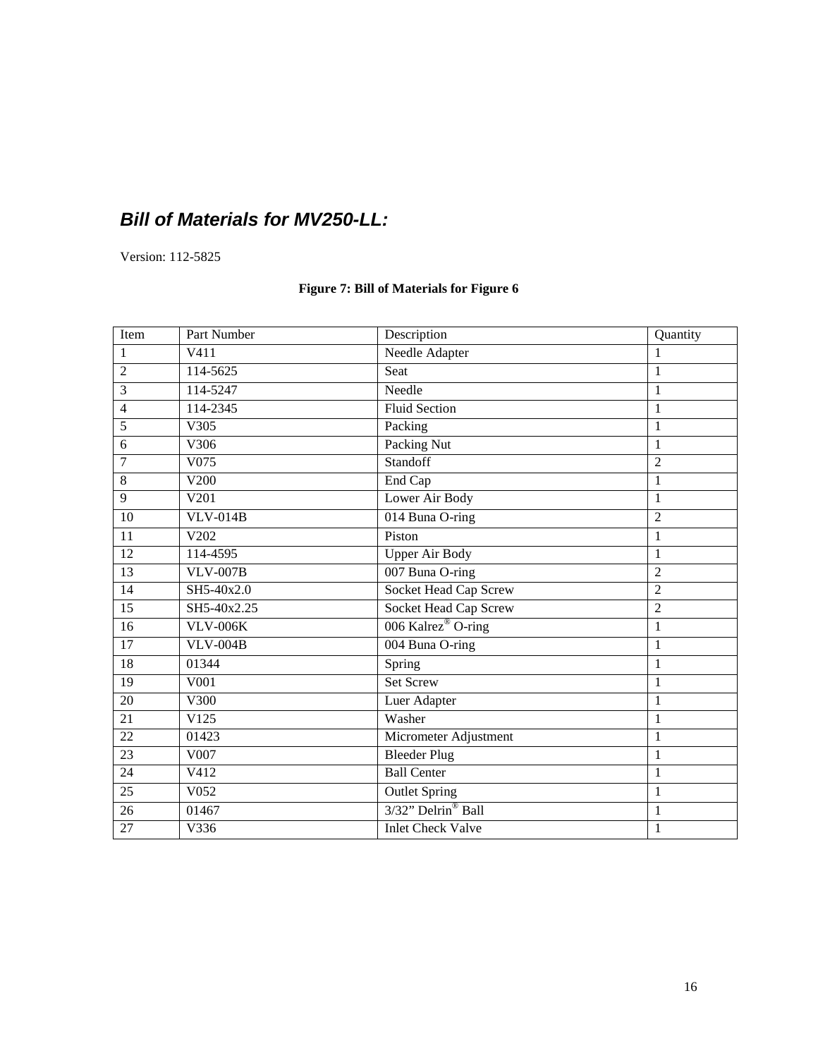## *Bill of Materials for MV250-LL:*

Version: 112-5825

**Figure 7: Bill of Materials for Figure 6**

| Item | Part Number | Description | Quantity |
|---|---|---|---|
| 1 | V411 | Needle Adapter | 1 |
| 2 | 114-5625 | Seat | 1 |
| 3 | 114-5247 | Needle | 1 |
| 4 | 114-2345 | Fluid Section | 1 |
| 5 | V305 | Packing | 1 |
| 6 | V306 | Packing Nut | 1 |
| 7 | V075 | Standoff | 2 |
| 8 | V200 | End Cap | 1 |
| 9 | V201 | Lower Air Body | 1 |
| 10 | VLV-014B | 014 Buna O-ring | 2 |
| 11 | V202 | Piston | 1 |
| 12 | 114-4595 | Upper Air Body | 1 |
| 13 | VLV-007B | 007 Buna O-ring | 2 |
| 14 | SH5-40x2.0 | Socket Head Cap Screw | 2 |
| 15 | SH5-40x2.25 | Socket Head Cap Screw | 2 |
| 16 | VLV-006K | 006 Kalrez® O-ring | 1 |
| 17 | VLV-004B | 004 Buna O-ring | 1 |
| 18 | 01344 | Spring | 1 |
| 19 | V001 | Set Screw | 1 |
| 20 | V300 | Luer Adapter | 1 |
| 21 | V125 | Washer | 1 |
| 22 | 01423 | Micrometer Adjustment | 1 |
| 23 | V007 | Bleeder Plug | 1 |
| 24 | V412 | Ball Center | 1 |
| 25 | V052 | Outlet Spring | 1 |
| 26 | 01467 | 3/32" Delrin® Ball | 1 |
| 27 | V336 | Inlet Check Valve | 1 |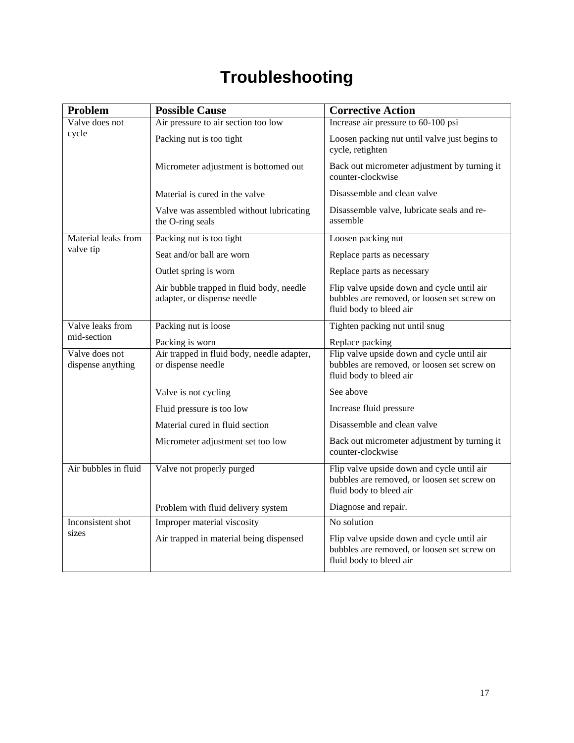# Troubleshooting

| Problem | Possible Cause | Corrective Action |
|---|---|---|
| Valve does not cycle | Air pressure to air section too low | Increase air pressure to 60-100 psi |
| | Packing nut is too tight | Loosen packing nut until valve just begins to cycle, retighten |
| | Micrometer adjustment is bottomed out | Back out micrometer adjustment by turning it counter-clockwise |
| | Material is cured in the valve | Disassemble and clean valve |
| | Valve was assembled without lubricating the O-ring seals | Disassemble valve, lubricate seals and re-assemble |
| Material leaks from valve tip | Packing nut is too tight | Loosen packing nut |
| | Seat and/or ball are worn | Replace parts as necessary |
| | Outlet spring is worn | Replace parts as necessary |
| | Air bubble trapped in fluid body, needle adapter, or dispense needle | Flip valve upside down and cycle until air bubbles are removed, or loosen set screw on fluid body to bleed air |
| Valve leaks from mid-section | Packing nut is loose | Tighten packing nut until snug |
| | Packing is worn | Replace packing |
| Valve does not dispense anything | Air trapped in fluid body, needle adapter, or dispense needle | Flip valve upside down and cycle until air bubbles are removed, or loosen set screw on fluid body to bleed air |
| | Valve is not cycling | See above |
| | Fluid pressure is too low | Increase fluid pressure |
| | Material cured in fluid section | Disassemble and clean valve |
| | Micrometer adjustment set too low | Back out micrometer adjustment by turning it counter-clockwise |
| Air bubbles in fluid | Valve not properly purged | Flip valve upside down and cycle until air bubbles are removed, or loosen set screw on fluid body to bleed air |
| | Problem with fluid delivery system | Diagnose and repair. |
| Inconsistent shot sizes | Improper material viscosity | No solution |
| | Air trapped in material being dispensed | Flip valve upside down and cycle until air bubbles are removed, or loosen set screw on fluid body to bleed air |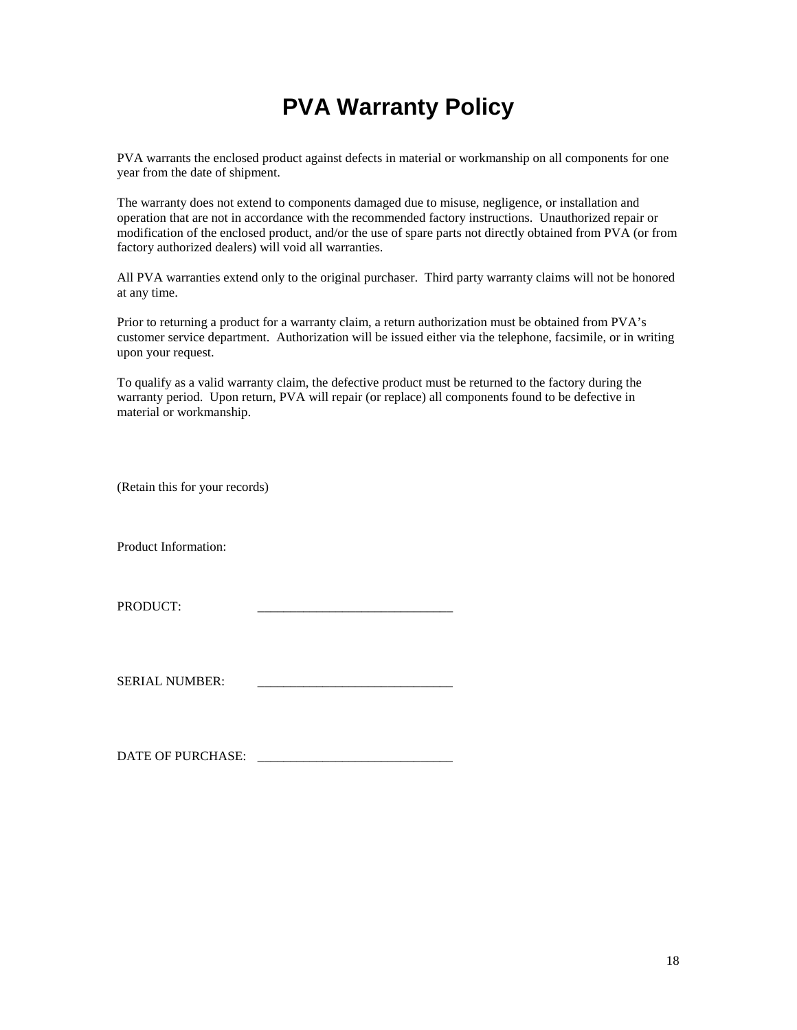# PVA Warranty Policy

PVA warrants the enclosed product against defects in material or workmanship on all components for one year from the date of shipment.

The warranty does not extend to components damaged due to misuse, negligence, or installation and operation that are not in accordance with the recommended factory instructions. Unauthorized repair or modification of the enclosed product, and/or the use of spare parts not directly obtained from PVA (or from factory authorized dealers) will void all warranties.

All PVA warranties extend only to the original purchaser. Third party warranty claims will not be honored at any time.

Prior to returning a product for a warranty claim, a return authorization must be obtained from PVA's customer service department. Authorization will be issued either via the telephone, facsimile, or in writing upon your request.

To qualify as a valid warranty claim, the defective product must be returned to the factory during the warranty period. Upon return, PVA will repair (or replace) all components found to be defective in material or workmanship.

(Retain this for your records)

Product Information:

PRODUCT: ______________________________

SERIAL NUMBER: ______________________________

DATE OF PURCHASE: ______________________________